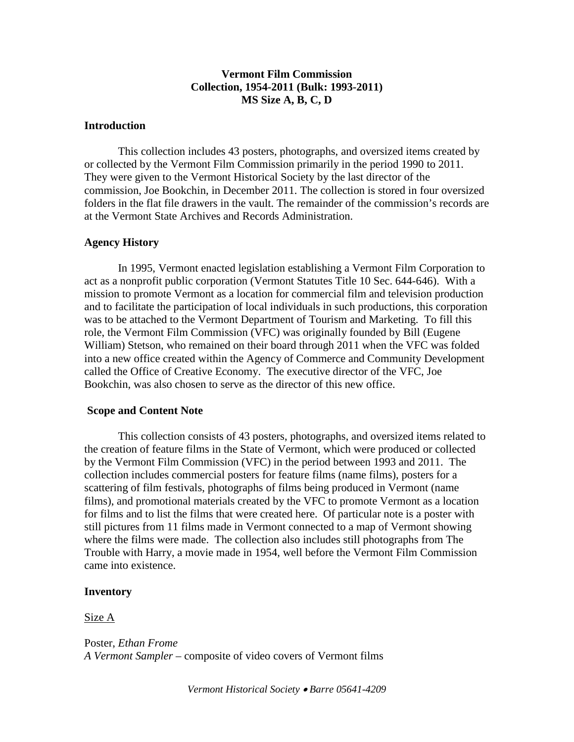# Vermont Film Commission
## Collection, 1954-2011 (Bulk: 1993-2011)
## MS Size A, B, C, D

### Introduction

This collection includes 43 posters, photographs, and oversized items created by or collected by the Vermont Film Commission primarily in the period 1990 to 2011. They were given to the Vermont Historical Society by the last director of the commission, Joe Bookchin, in December 2011. The collection is stored in four oversized folders in the flat file drawers in the vault. The remainder of the commission's records are at the Vermont State Archives and Records Administration.

### Agency History

In 1995, Vermont enacted legislation establishing a Vermont Film Corporation to act as a nonprofit public corporation (Vermont Statutes Title 10 Sec. 644-646). With a mission to promote Vermont as a location for commercial film and television production and to facilitate the participation of local individuals in such productions, this corporation was to be attached to the Vermont Department of Tourism and Marketing. To fill this role, the Vermont Film Commission (VFC) was originally founded by Bill (Eugene William) Stetson, who remained on their board through 2011 when the VFC was folded into a new office created within the Agency of Commerce and Community Development called the Office of Creative Economy. The executive director of the VFC, Joe Bookchin, was also chosen to serve as the director of this new office.

### Scope and Content Note

This collection consists of 43 posters, photographs, and oversized items related to the creation of feature films in the State of Vermont, which were produced or collected by the Vermont Film Commission (VFC) in the period between 1993 and 2011. The collection includes commercial posters for feature films (name films), posters for a scattering of film festivals, photographs of films being produced in Vermont (name films), and promotional materials created by the VFC to promote Vermont as a location for films and to list the films that were created here. Of particular note is a poster with still pictures from 11 films made in Vermont connected to a map of Vermont showing where the films were made. The collection also includes still photographs from The Trouble with Harry, a movie made in 1954, well before the Vermont Film Commission came into existence.

### Inventory

<u>Size A</u>

Poster, *Ethan Frome*
*A Vermont Sampler* – composite of video covers of Vermont films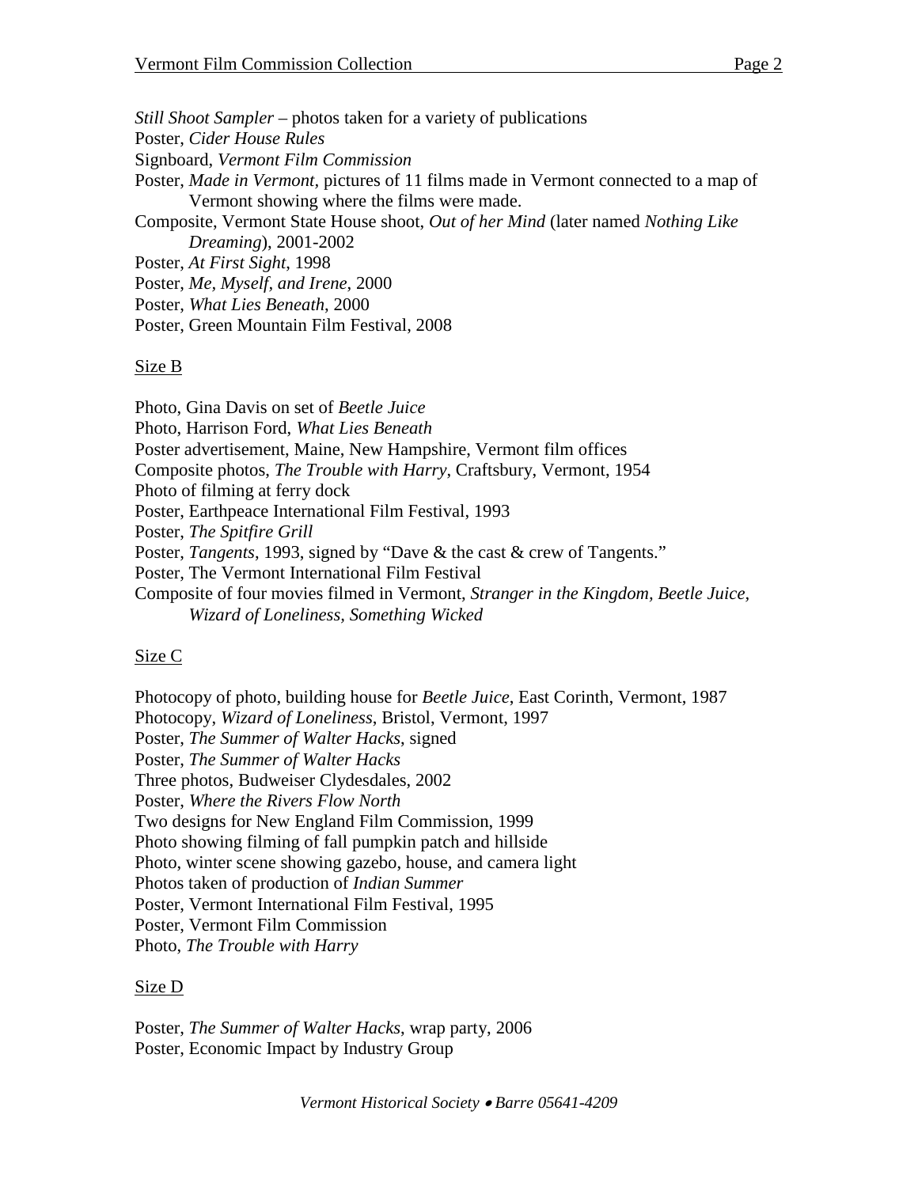*Still Shoot Sampler* – photos taken for a variety of publications  
Poster, *Cider House Rules*  
Signboard, *Vermont Film Commission*  
Poster, *Made in Vermont*, pictures of 11 films made in Vermont connected to a map of Vermont showing where the films were made.  
Composite, Vermont State House shoot, *Out of her Mind* (later named *Nothing Like Dreaming*), 2001-2002  
Poster, *At First Sight*, 1998  
Poster, *Me, Myself, and Irene*, 2000  
Poster, *What Lies Beneath*, 2000  
Poster, Green Mountain Film Festival, 2008

Size B

Photo, Gina Davis on set of *Beetle Juice*  
Photo, Harrison Ford, *What Lies Beneath*  
Poster advertisement, Maine, New Hampshire, Vermont film offices  
Composite photos, *The Trouble with Harry*, Craftsbury, Vermont, 1954  
Photo of filming at ferry dock  
Poster, Earthpeace International Film Festival, 1993  
Poster, *The Spitfire Grill*  
Poster, *Tangents*, 1993, signed by "Dave & the cast & crew of Tangents."  
Poster, The Vermont International Film Festival  
Composite of four movies filmed in Vermont, *Stranger in the Kingdom, Beetle Juice, Wizard of Loneliness, Something Wicked*

Size C

Photocopy of photo, building house for *Beetle Juice*, East Corinth, Vermont, 1987  
Photocopy, *Wizard of Loneliness*, Bristol, Vermont, 1997  
Poster, *The Summer of Walter Hacks*, signed  
Poster, *The Summer of Walter Hacks*  
Three photos, Budweiser Clydesdales, 2002  
Poster, *Where the Rivers Flow North*  
Two designs for New England Film Commission, 1999  
Photo showing filming of fall pumpkin patch and hillside  
Photo, winter scene showing gazebo, house, and camera light  
Photos taken of production of *Indian Summer*  
Poster, Vermont International Film Festival, 1995  
Poster, Vermont Film Commission  
Photo, *The Trouble with Harry*

Size D

Poster, *The Summer of Walter Hacks*, wrap party, 2006  
Poster, Economic Impact by Industry Group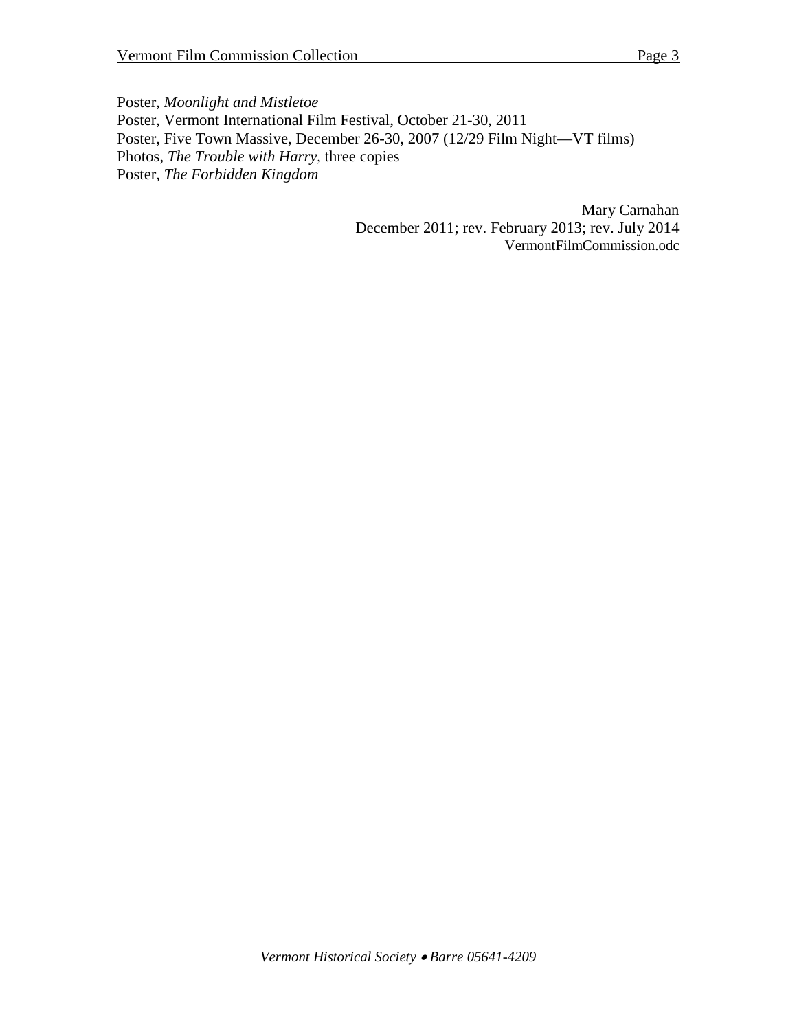Poster, *Moonlight and Mistletoe*
Poster, Vermont International Film Festival, October 21-30, 2011
Poster, Five Town Massive, December 26-30, 2007 (12/29 Film Night—VT films)
Photos, *The Trouble with Harry*, three copies
Poster, *The Forbidden Kingdom*

Mary Carnahan
December 2011; rev. February 2013; rev. July 2014
VermontFilmCommission.odc